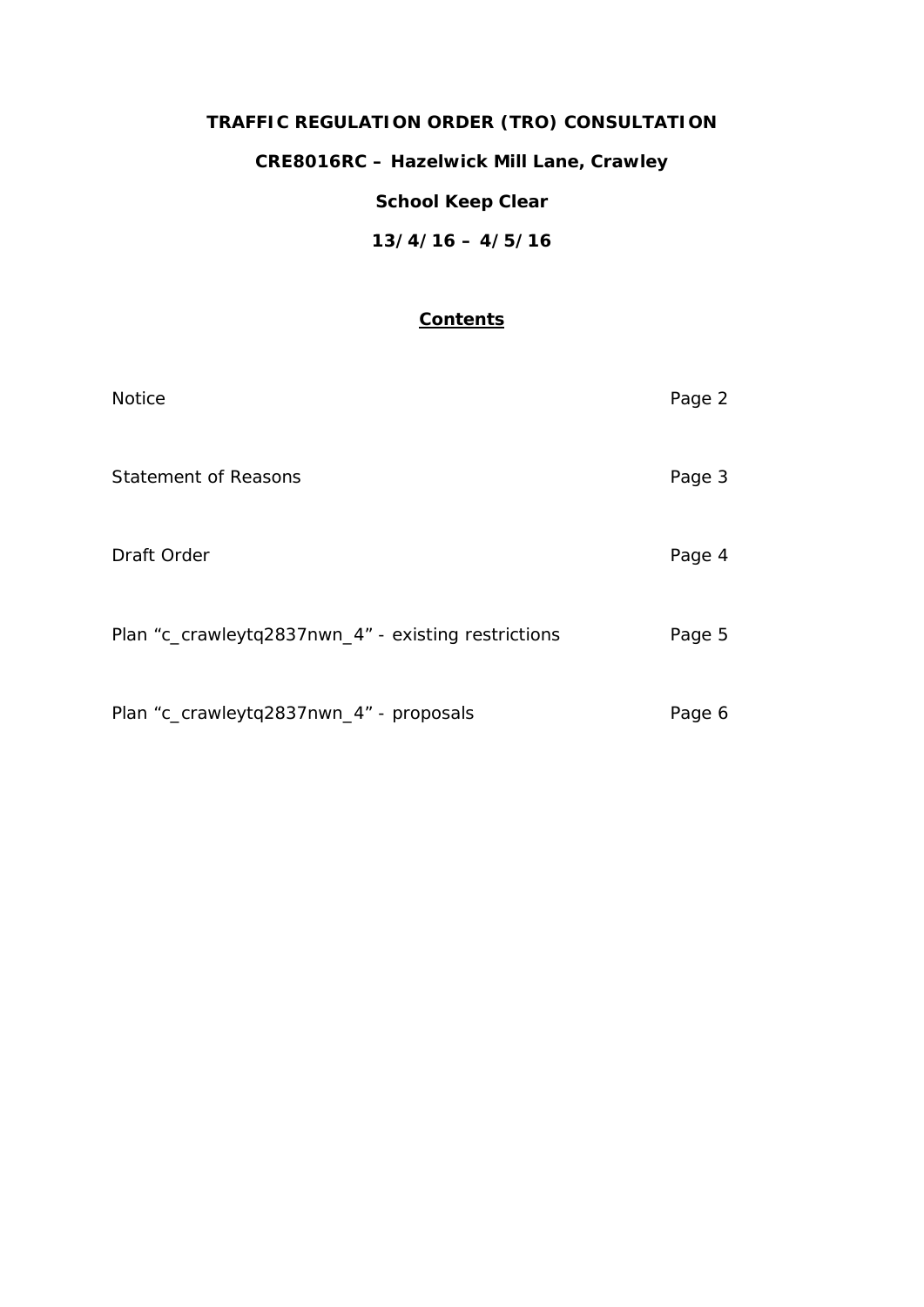# TRAFFIC REGULATION ORDER (TRO) CONSULTATION

## CRE8016RC – Hazelwick Mill Lane, Crawley

## School Keep Clear

## 13/4/16 – 4/5/16

### Contents

| | |
|---|---|
| Notice | Page 2 |
| Statement of Reasons | Page 3 |
| Draft Order | Page 4 |
| Plan "c_crawleytq2837nwn_4" - existing restrictions | Page 5 |
| Plan "c_crawleytq2837nwn_4" - proposals | Page 6 |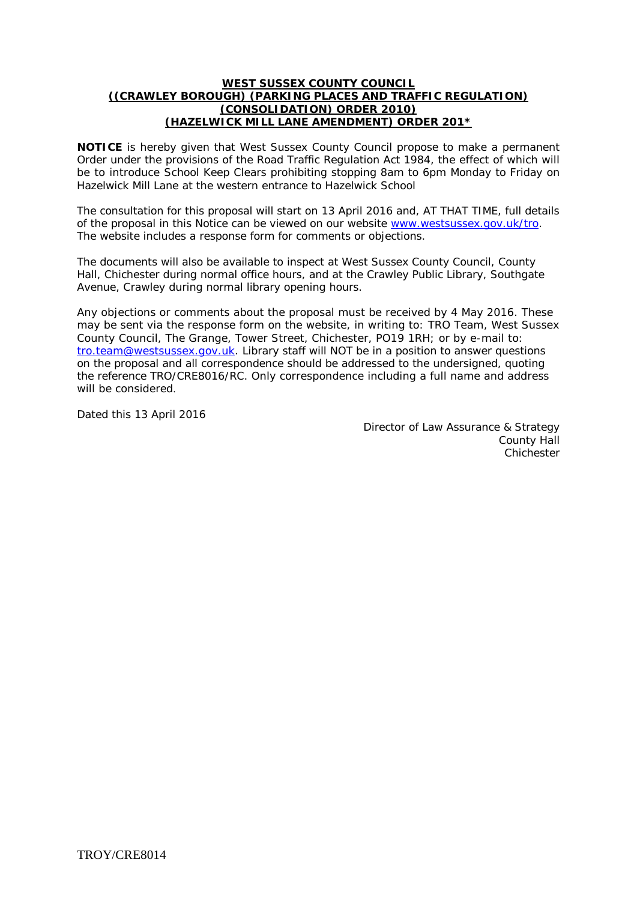**WEST SUSSEX COUNTY COUNCIL**
**((CRAWLEY BOROUGH) (PARKING PLACES AND TRAFFIC REGULATION) (CONSOLIDATION) ORDER 2010)**
**(HAZELWICK MILL LANE AMENDMENT) ORDER 201***

**NOTICE** is hereby given that West Sussex County Council propose to make a permanent Order under the provisions of the Road Traffic Regulation Act 1984, the effect of which will be to introduce School Keep Clears prohibiting stopping 8am to 6pm Monday to Friday on Hazelwick Mill Lane at the western entrance to Hazelwick School

The consultation for this proposal will start on 13 April 2016 and, AT THAT TIME, full details of the proposal in this Notice can be viewed on our website www.westsussex.gov.uk/tro. The website includes a response form for comments or objections.

The documents will also be available to inspect at West Sussex County Council, County Hall, Chichester during normal office hours, and at the Crawley Public Library, Southgate Avenue, Crawley during normal library opening hours.

Any objections or comments about the proposal must be received by 4 May 2016. These may be sent via the response form on the website, in writing to: TRO Team, West Sussex County Council, The Grange, Tower Street, Chichester, PO19 1RH; or by e-mail to: tro.team@westsussex.gov.uk. Library staff will NOT be in a position to answer questions on the proposal and all correspondence should be addressed to the undersigned, quoting the reference TRO/CRE8016/RC. Only correspondence including a full name and address will be considered.

Dated this 13 April 2016

Director of Law Assurance & Strategy
County Hall
Chichester

TROY/CRE8014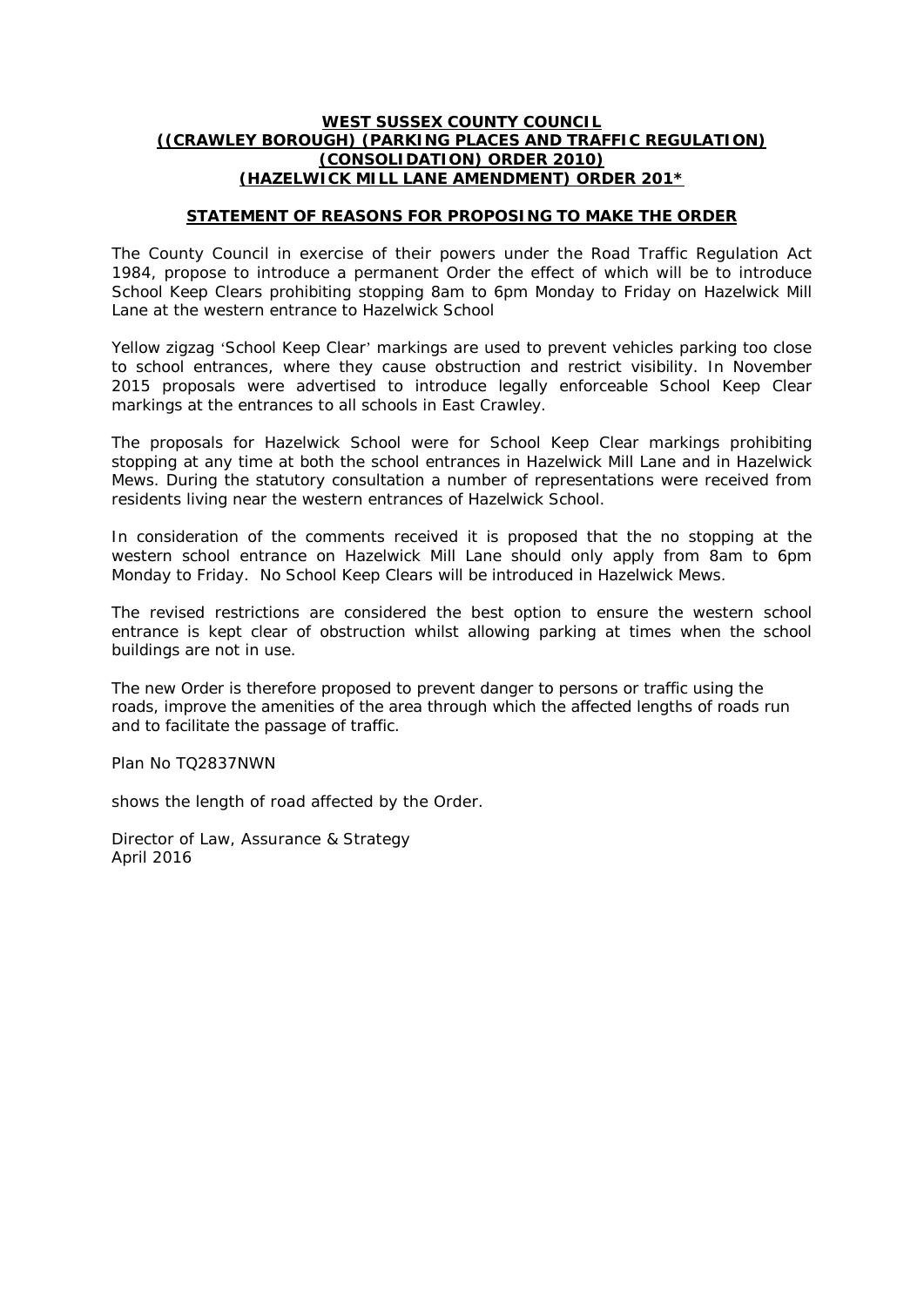**WEST SUSSEX COUNTY COUNCIL**
**((CRAWLEY BOROUGH) (PARKING PLACES AND TRAFFIC REGULATION) (CONSOLIDATION) ORDER 2010)**
**(HAZELWICK MILL LANE AMENDMENT) ORDER 201***

## STATEMENT OF REASONS FOR PROPOSING TO MAKE THE ORDER

The County Council in exercise of their powers under the Road Traffic Regulation Act 1984, propose to introduce a permanent Order the effect of which will be to introduce School Keep Clears prohibiting stopping 8am to 6pm Monday to Friday on Hazelwick Mill Lane at the western entrance to Hazelwick School

Yellow zigzag 'School Keep Clear' markings are used to prevent vehicles parking too close to school entrances, where they cause obstruction and restrict visibility. In November 2015 proposals were advertised to introduce legally enforceable School Keep Clear markings at the entrances to all schools in East Crawley.

The proposals for Hazelwick School were for School Keep Clear markings prohibiting stopping at any time at both the school entrances in Hazelwick Mill Lane and in Hazelwick Mews. During the statutory consultation a number of representations were received from residents living near the western entrances of Hazelwick School.

In consideration of the comments received it is proposed that the no stopping at the western school entrance on Hazelwick Mill Lane should only apply from 8am to 6pm Monday to Friday. No School Keep Clears will be introduced in Hazelwick Mews.

The revised restrictions are considered the best option to ensure the western school entrance is kept clear of obstruction whilst allowing parking at times when the school buildings are not in use.

The new Order is therefore proposed to prevent danger to persons or traffic using the roads, improve the amenities of the area through which the affected lengths of roads run and to facilitate the passage of traffic.

Plan No TQ2837NWN

shows the length of road affected by the Order.

Director of Law, Assurance & Strategy
April 2016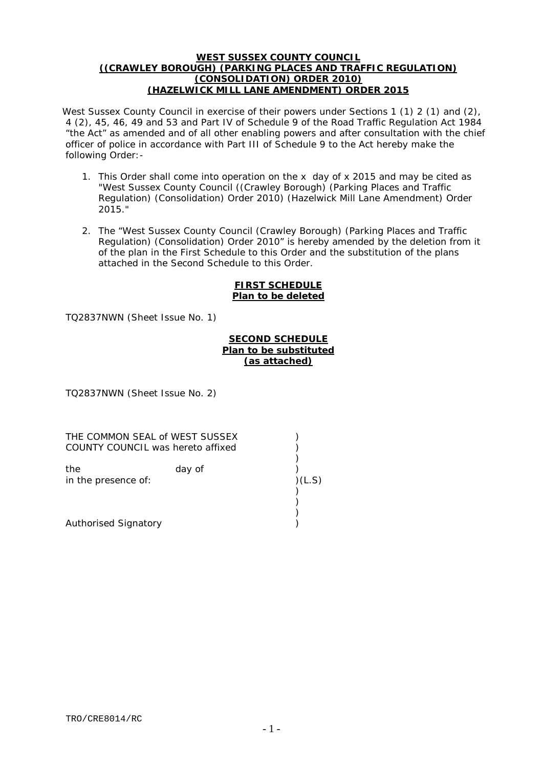**WEST SUSSEX COUNTY COUNCIL**
**((CRAWLEY BOROUGH) (PARKING PLACES AND TRAFFIC REGULATION) (CONSOLIDATION) ORDER 2010)**
**(HAZELWICK MILL LANE AMENDMENT) ORDER 2015**

West Sussex County Council in exercise of their powers under Sections 1 (1) 2 (1) and (2), 4 (2), 45, 46, 49 and 53 and Part IV of Schedule 9 of the Road Traffic Regulation Act 1984 "the Act" as amended and of all other enabling powers and after consultation with the chief officer of police in accordance with Part III of Schedule 9 to the Act hereby make the following Order:-

1. This Order shall come into operation on the x day of x 2015 and may be cited as "West Sussex County Council ((Crawley Borough) (Parking Places and Traffic Regulation) (Consolidation) Order 2010) (Hazelwick Mill Lane Amendment) Order 2015."

2. The "West Sussex County Council (Crawley Borough) (Parking Places and Traffic Regulation) (Consolidation) Order 2010" is hereby amended by the deletion from it of the plan in the First Schedule to this Order and the substitution of the plans attached in the Second Schedule to this Order.

**FIRST SCHEDULE**
**Plan to be deleted**

TQ2837NWN (Sheet Issue No. 1)

**SECOND SCHEDULE**
**Plan to be substituted**
**(as attached)**

TQ2837NWN (Sheet Issue No. 2)

THE COMMON SEAL of WEST SUSSEX )
COUNTY COUNCIL was hereto affixed )
)
the day of )
in the presence of: )(L.S)
)
)
)
Authorised Signatory )

TRO/CRE8014/RC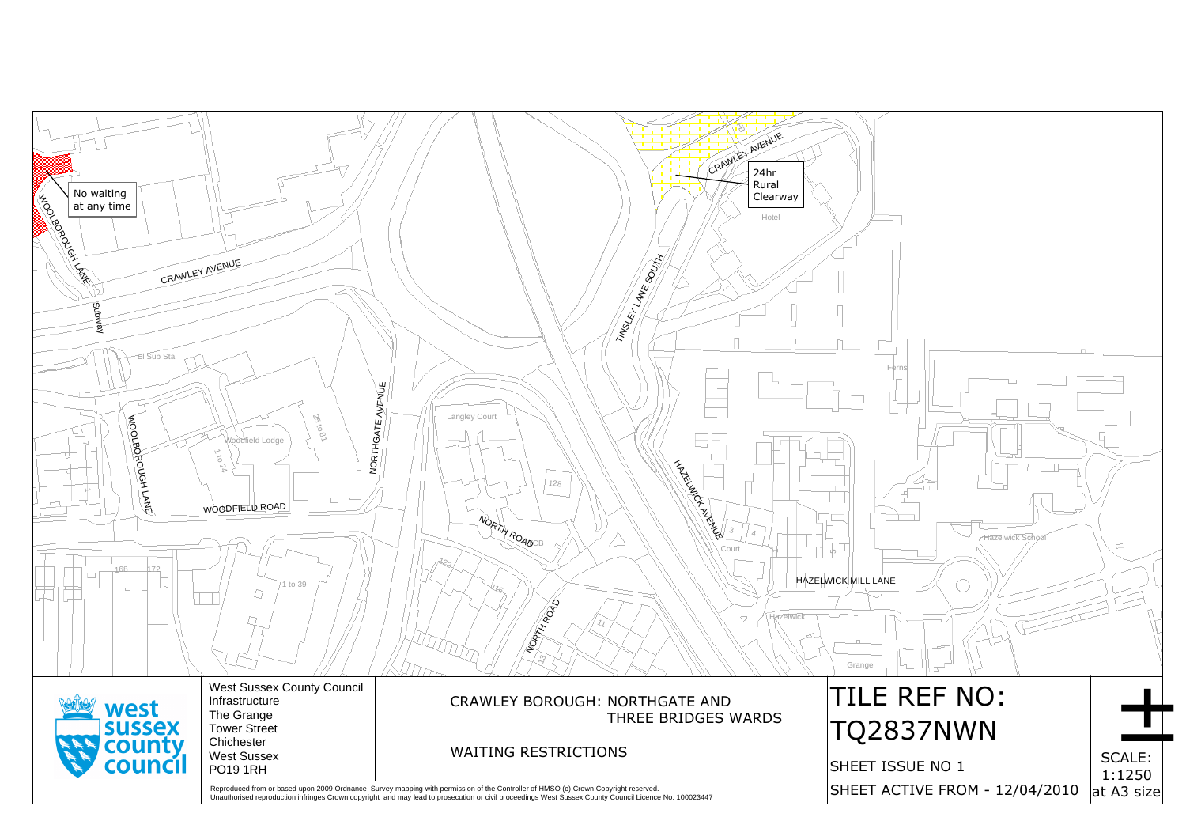No waiting at any time

24hr Rural Clearway

CRAWLEY AVENUE

WOOLBOROUGH LANE

TINSLEY LANE SOUTH

NORTHGATE AVENUE

WOODFIELD ROAD

NORTH ROAD

HAZELWICK AVENUE

HAZELWICK MILL LANE

West Sussex County Council
Infrastructure
The Grange
Tower Street
Chichester
West Sussex
PO19 1RH

CRAWLEY BOROUGH: NORTHGATE AND THREE BRIDGES WARDS

WAITING RESTRICTIONS

# TILE REF NO: TQ2837NWN

SHEET ISSUE NO 1

SHEET ACTIVE FROM - 12/04/2010

SCALE: 1:1250 at A3 size

Reproduced from or based upon 2009 Ordnance Survey mapping with permission of the Controller of HMSO (c) Crown Copyright reserved.
Unauthorised reproduction infringes Crown copyright and may lead to prosecution or civil proceedings West Sussex County Council Licence No. 100023447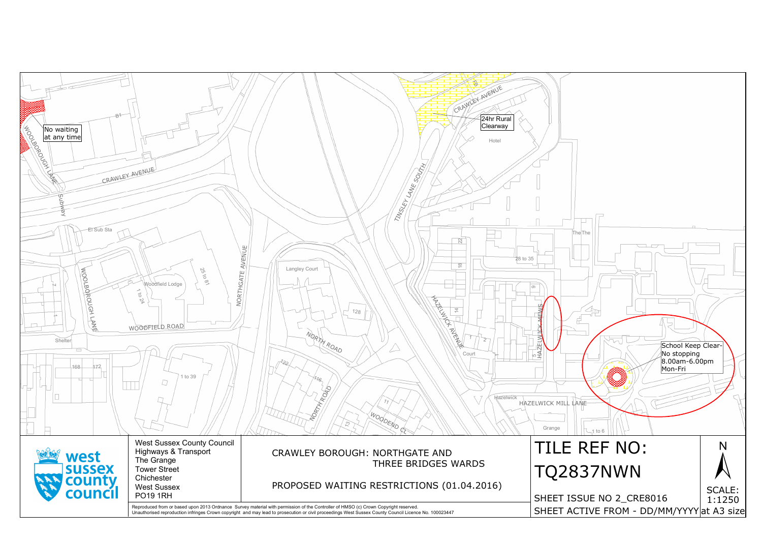No waiting at any time

24hr Rural Clearway

School Keep Clear- No stopping 8.00am-6.00pm Mon-Fri

CRAWLEY AVENUE

WOOLBOROUGH LANE

Subway

El Sub Sta

NORTHGATE AVENUE

Woodfield Lodge

WOODFIELD ROAD

Shelter

Langley Court

NORTH ROAD

TINSLEY LANE SOUTH

Hotel

HAZELWICK AVENUE

HAZELWICK MEWS

HAZELWICK MILL LANE

Hazelwick

Grange

The The

WOODEND CL

West Sussex County Council
Highways & Transport
The Grange
Tower Street
Chichester
West Sussex
PO19 1RH

CRAWLEY BOROUGH: NORTHGATE AND THREE BRIDGES WARDS

PROPOSED WAITING RESTRICTIONS (01.04.2016)

TILE REF NO: TQ2837NWN

SHEET ISSUE NO 2_CRE8016

SHEET ACTIVE FROM - DD/MM/YYYY

N

SCALE: 1:1250 at A3 size

Reproduced from or based upon 2013 Ordnance Survey material with permission of the Controller of HMSO (c) Crown Copyright reserved.
Unauthorised reproduction infringes Crown copyright and may lead to prosecution or civil proceedings West Sussex County Council Licence No. 100023447